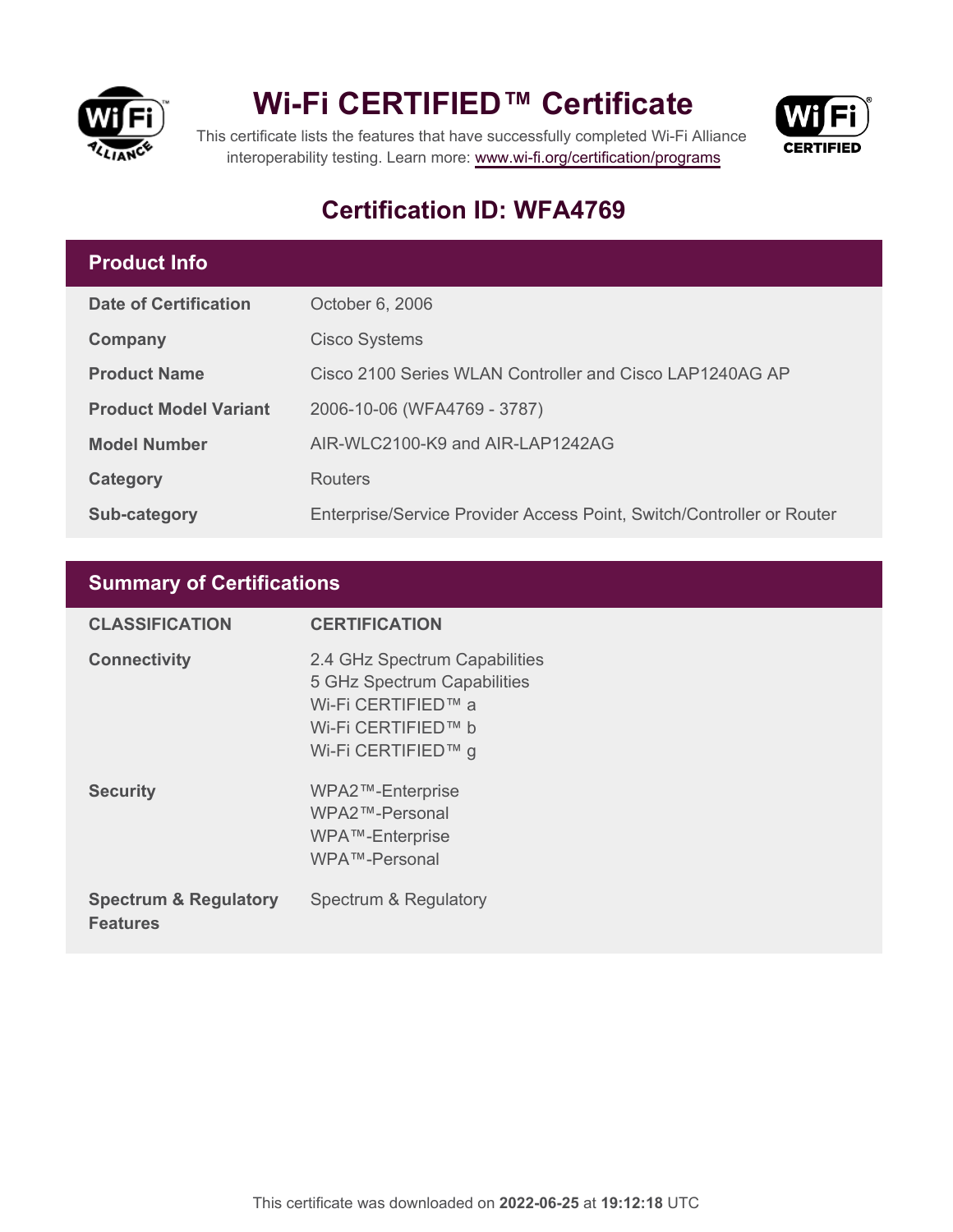# Wi-Fi CERTIFIED™ Certificate

This certificate lists the features that have successfully completed Wi-Fi Alliance interoperability testing. Learn more: www.wi-fi.org/certification/programs

## Certification ID: WFA4769

| Product Info | |
|---|---|
| **Date of Certification** | October 6, 2006 |
| **Company** | Cisco Systems |
| **Product Name** | Cisco 2100 Series WLAN Controller and Cisco LAP1240AG AP |
| **Product Model Variant** | 2006-10-06 (WFA4769 - 3787) |
| **Model Number** | AIR-WLC2100-K9 and AIR-LAP1242AG |
| **Category** | Routers |
| **Sub-category** | Enterprise/Service Provider Access Point, Switch/Controller or Router |

## Summary of Certifications

| CLASSIFICATION | CERTIFICATION |
|---|---|
| **Connectivity** | 2.4 GHz Spectrum Capabilities<br>5 GHz Spectrum Capabilities<br>Wi-Fi CERTIFIED™ a<br>Wi-Fi CERTIFIED™ b<br>Wi-Fi CERTIFIED™ g |
| **Security** | WPA2™-Enterprise<br>WPA2™-Personal<br>WPA™-Enterprise<br>WPA™-Personal |
| **Spectrum & Regulatory Features** | Spectrum & Regulatory |

This certificate was downloaded on **2022-06-25** at **19:12:18** UTC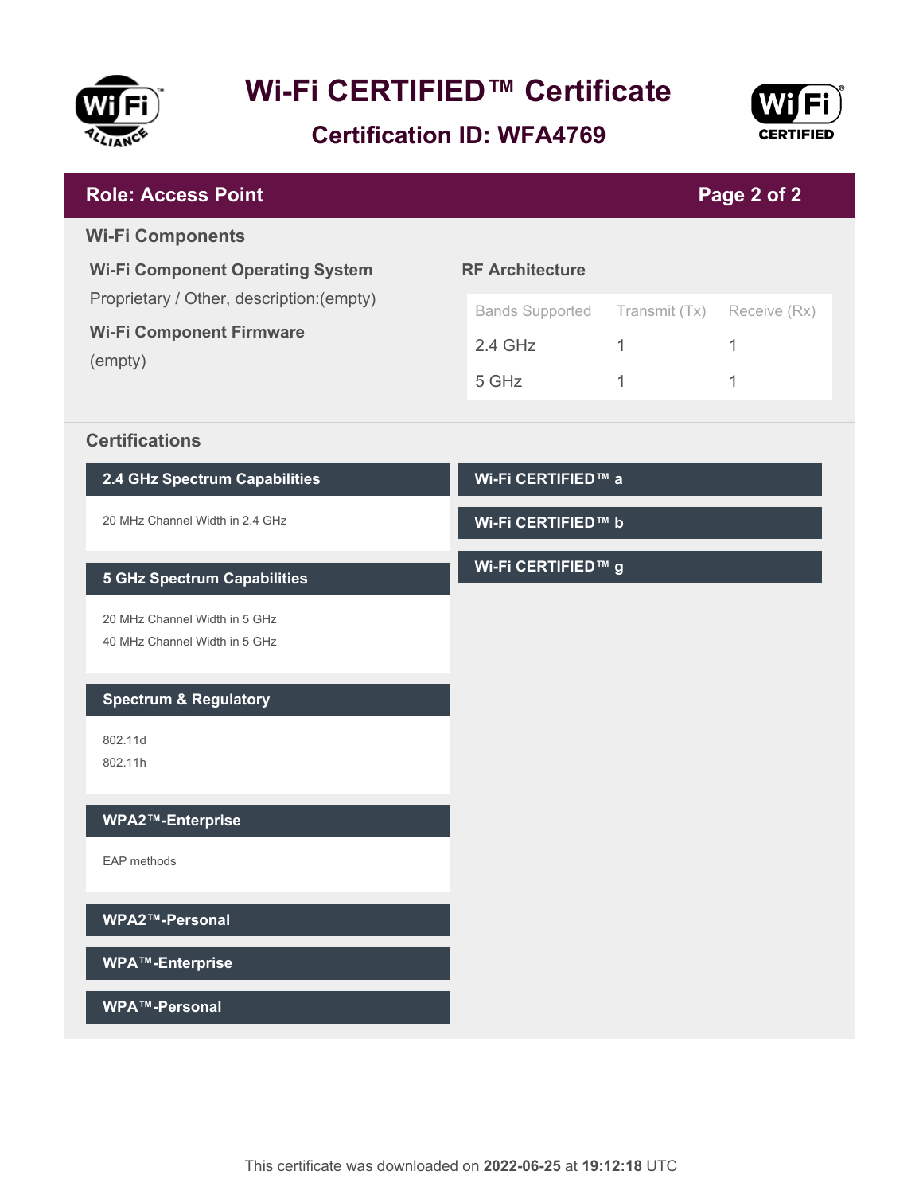# Wi-Fi CERTIFIED™ Certificate

## Certification ID: WFA4769

**Role: Access Point**

## Wi-Fi Components

### Wi-Fi Component Operating System

Proprietary / Other, description:(empty)

### Wi-Fi Component Firmware

(empty)

### RF Architecture

| Bands Supported | Transmit (Tx) | Receive (Rx) |
|---|---|---|
| 2.4 GHz | 1 | 1 |
| 5 GHz | 1 | 1 |

## Certifications

### 2.4 GHz Spectrum Capabilities

20 MHz Channel Width in 2.4 GHz

### 5 GHz Spectrum Capabilities

20 MHz Channel Width in 5 GHz

40 MHz Channel Width in 5 GHz

### Spectrum & Regulatory

802.11d

802.11h

### WPA2™-Enterprise

EAP methods

### WPA2™-Personal

### WPA™-Enterprise

### WPA™-Personal

### Wi-Fi CERTIFIED™ a

### Wi-Fi CERTIFIED™ b

### Wi-Fi CERTIFIED™ g

This certificate was downloaded on **2022-06-25** at **19:12:18** UTC